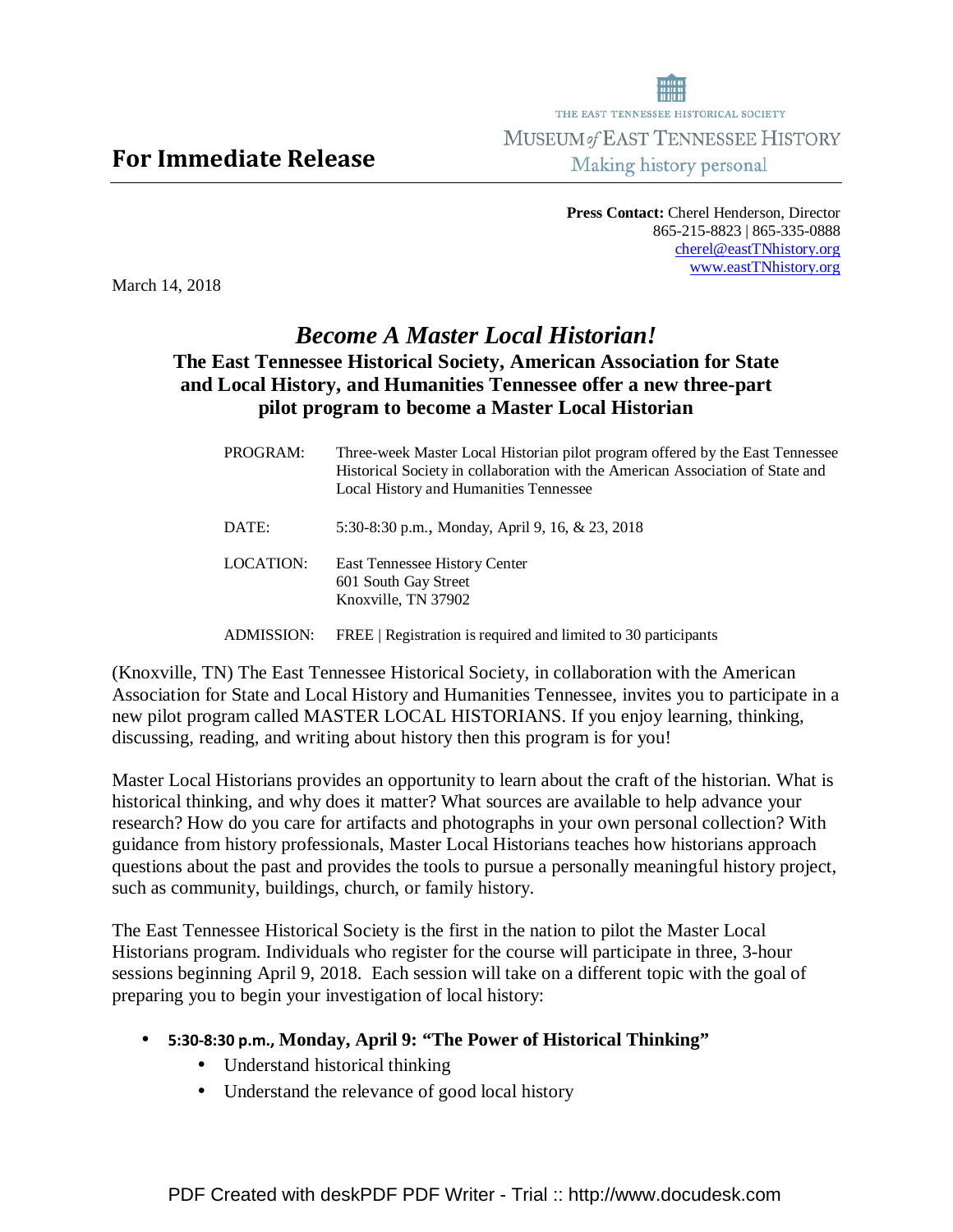THE EAST TENNESSEE HISTORICAL SOCIETY

MUSEUM *of* EAST TENNESSEE HISTORY

Making history personal

## For Immediate Release

**Press Contact:** Cherel Henderson, Director
865-215-8823 | 865-335-0888
cherel@eastTNhistory.org
www.eastTNhistory.org

March 14, 2018

# *Become A Master Local Historian!*

## The East Tennessee Historical Society, American Association for State and Local History, and Humanities Tennessee offer a new three-part pilot program to become a Master Local Historian

| | |
|---|---|
| PROGRAM: | Three-week Master Local Historian pilot program offered by the East Tennessee Historical Society in collaboration with the American Association of State and Local History and Humanities Tennessee |
| DATE: | 5:30-8:30 p.m., Monday, April 9, 16, & 23, 2018 |
| LOCATION: | East Tennessee History Center<br>601 South Gay Street<br>Knoxville, TN 37902 |
| ADMISSION: | FREE \| Registration is required and limited to 30 participants |

(Knoxville, TN) The East Tennessee Historical Society, in collaboration with the American Association for State and Local History and Humanities Tennessee, invites you to participate in a new pilot program called MASTER LOCAL HISTORIANS. If you enjoy learning, thinking, discussing, reading, and writing about history then this program is for you!

Master Local Historians provides an opportunity to learn about the craft of the historian. What is historical thinking, and why does it matter? What sources are available to help advance your research? How do you care for artifacts and photographs in your own personal collection? With guidance from history professionals, Master Local Historians teaches how historians approach questions about the past and provides the tools to pursue a personally meaningful history project, such as community, buildings, church, or family history.

The East Tennessee Historical Society is the first in the nation to pilot the Master Local Historians program. Individuals who register for the course will participate in three, 3-hour sessions beginning April 9, 2018. Each session will take on a different topic with the goal of preparing you to begin your investigation of local history:

- **5:30-8:30 p.m., Monday, April 9: "The Power of Historical Thinking"**
  - Understand historical thinking
  - Understand the relevance of good local history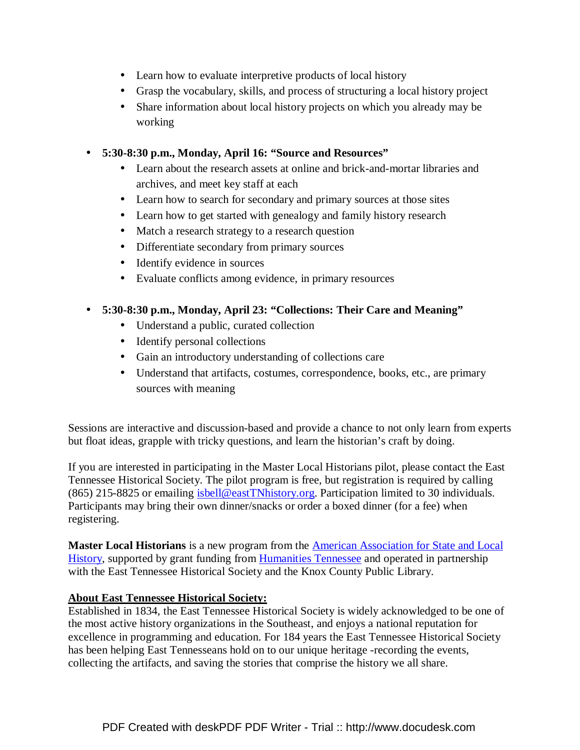- Learn how to evaluate interpretive products of local history
    - Grasp the vocabulary, skills, and process of structuring a local history project
    - Share information about local history projects on which you already may be working

- **5:30-8:30 p.m., Monday, April 16: "Source and Resources"**
    - Learn about the research assets at online and brick-and-mortar libraries and archives, and meet key staff at each
    - Learn how to search for secondary and primary sources at those sites
    - Learn how to get started with genealogy and family history research
    - Match a research strategy to a research question
    - Differentiate secondary from primary sources
    - Identify evidence in sources
    - Evaluate conflicts among evidence, in primary resources

- **5:30-8:30 p.m., Monday, April 23: "Collections: Their Care and Meaning"**
    - Understand a public, curated collection
    - Identify personal collections
    - Gain an introductory understanding of collections care
    - Understand that artifacts, costumes, correspondence, books, etc., are primary sources with meaning

Sessions are interactive and discussion-based and provide a chance to not only learn from experts but float ideas, grapple with tricky questions, and learn the historian's craft by doing.

If you are interested in participating in the Master Local Historians pilot, please contact the East Tennessee Historical Society. The pilot program is free, but registration is required by calling (865) 215-8825 or emailing isbell@eastTNhistory.org. Participation limited to 30 individuals. Participants may bring their own dinner/snacks or order a boxed dinner (for a fee) when registering.

**Master Local Historians** is a new program from the American Association for State and Local History, supported by grant funding from Humanities Tennessee and operated in partnership with the East Tennessee Historical Society and the Knox County Public Library.

**About East Tennessee Historical Society:**
Established in 1834, the East Tennessee Historical Society is widely acknowledged to be one of the most active history organizations in the Southeast, and enjoys a national reputation for excellence in programming and education. For 184 years the East Tennessee Historical Society has been helping East Tennesseans hold on to our unique heritage -recording the events, collecting the artifacts, and saving the stories that comprise the history we all share.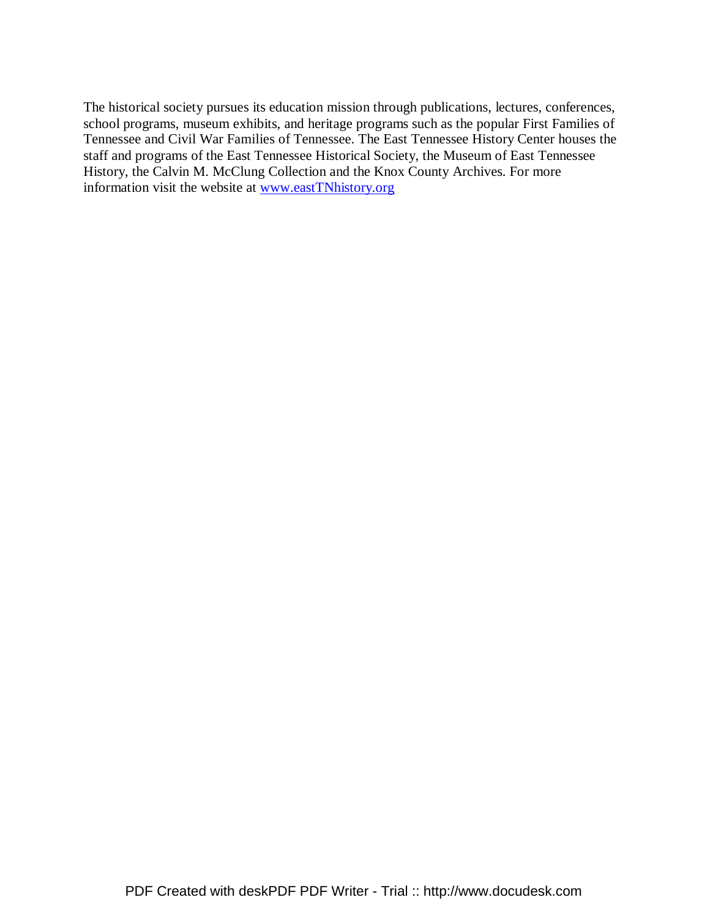The historical society pursues its education mission through publications, lectures, conferences, school programs, museum exhibits, and heritage programs such as the popular First Families of Tennessee and Civil War Families of Tennessee. The East Tennessee History Center houses the staff and programs of the East Tennessee Historical Society, the Museum of East Tennessee History, the Calvin M. McClung Collection and the Knox County Archives. For more information visit the website at [www.eastTNhistory.org](http://www.eastTNhistory.org)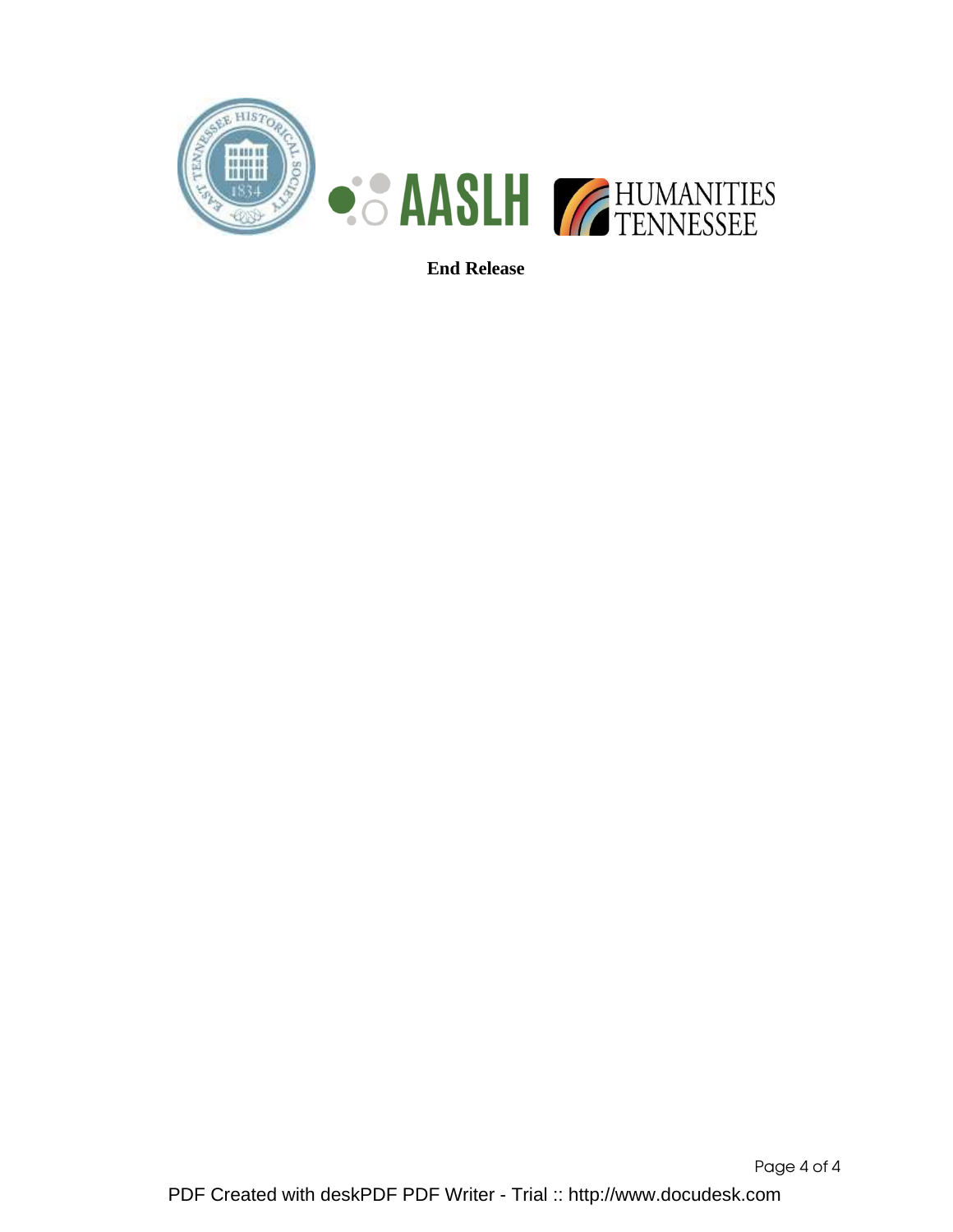**End Release**